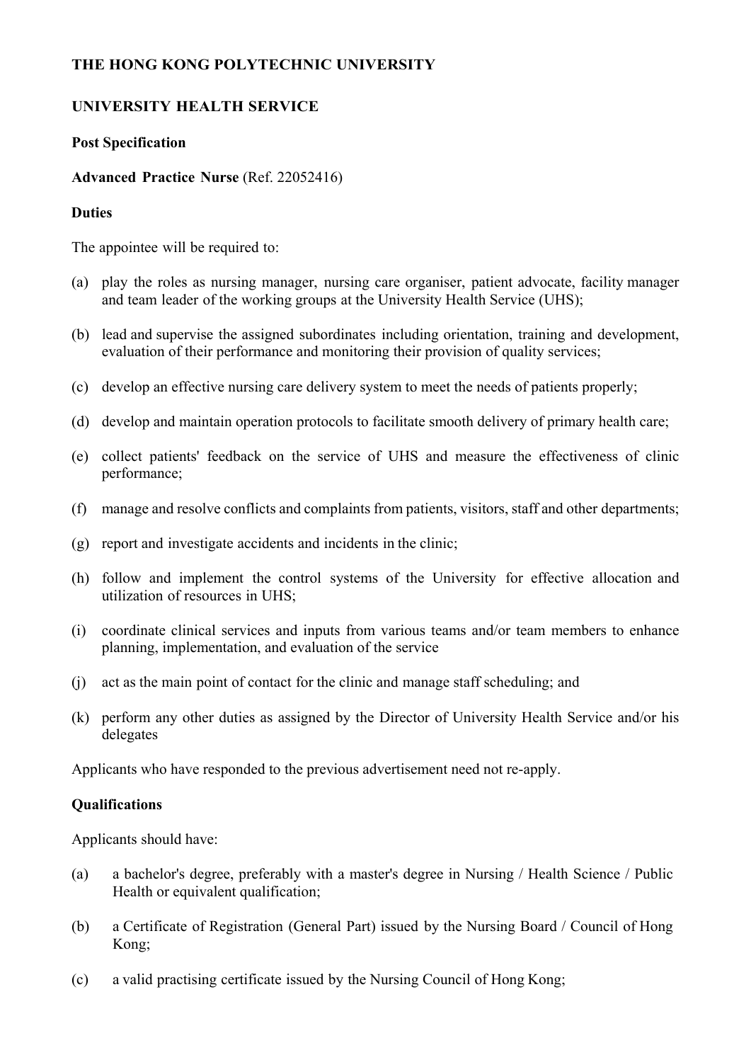**THE HONG KONG POLYTECHNIC UNIVERSITY**

**UNIVERSITY HEALTH SERVICE**

**Post Specification**

**Advanced Practice Nurse** (Ref. 22052416)

**Duties**

The appointee will be required to:

(a) play the roles as nursing manager, nursing care organiser, patient advocate, facility manager and team leader of the working groups at the University Health Service (UHS);

(b) lead and supervise the assigned subordinates including orientation, training and development, evaluation of their performance and monitoring their provision of quality services;

(c) develop an effective nursing care delivery system to meet the needs of patients properly;

(d) develop and maintain operation protocols to facilitate smooth delivery of primary health care;

(e) collect patients' feedback on the service of UHS and measure the effectiveness of clinic performance;

(f) manage and resolve conflicts and complaints from patients, visitors, staff and other departments;

(g) report and investigate accidents and incidents in the clinic;

(h) follow and implement the control systems of the University for effective allocation and utilization of resources in UHS;

(i) coordinate clinical services and inputs from various teams and/or team members to enhance planning, implementation, and evaluation of the service

(j) act as the main point of contact for the clinic and manage staff scheduling; and

(k) perform any other duties as assigned by the Director of University Health Service and/or his delegates

Applicants who have responded to the previous advertisement need not re-apply.

**Qualifications**

Applicants should have:

(a) a bachelor's degree, preferably with a master's degree in Nursing / Health Science / Public Health or equivalent qualification;

(b) a Certificate of Registration (General Part) issued by the Nursing Board / Council of Hong Kong;

(c) a valid practising certificate issued by the Nursing Council of Hong Kong;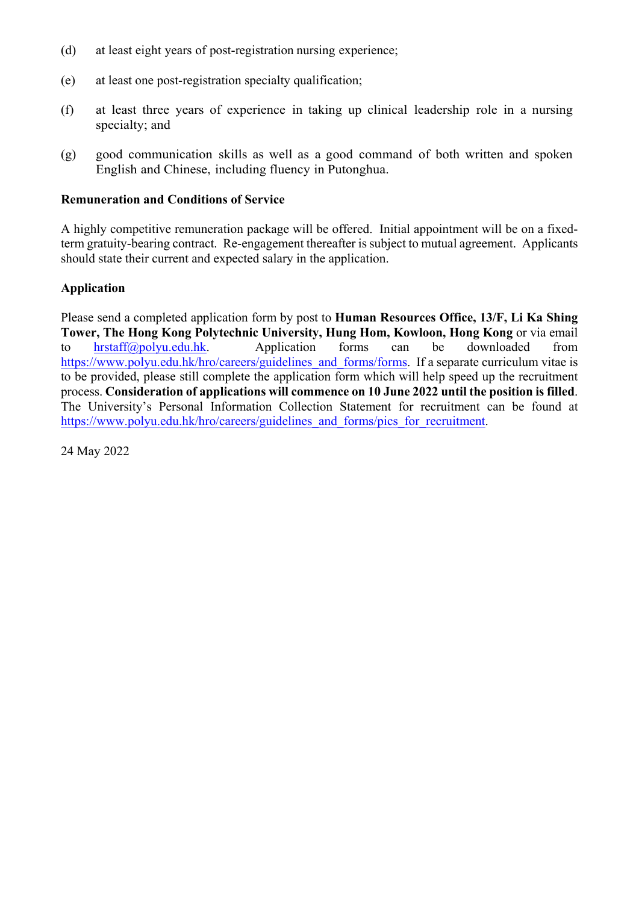(d) at least eight years of post-registration nursing experience;

(e) at least one post-registration specialty qualification;

(f) at least three years of experience in taking up clinical leadership role in a nursing specialty; and

(g) good communication skills as well as a good command of both written and spoken English and Chinese, including fluency in Putonghua.

**Remuneration and Conditions of Service**

A highly competitive remuneration package will be offered. Initial appointment will be on a fixed-term gratuity-bearing contract. Re-engagement thereafter is subject to mutual agreement. Applicants should state their current and expected salary in the application.

**Application**

Please send a completed application form by post to **Human Resources Office, 13/F, Li Ka Shing Tower, The Hong Kong Polytechnic University, Hung Hom, Kowloon, Hong Kong** or via email to hrstaff@polyu.edu.hk. Application forms can be downloaded from https://www.polyu.edu.hk/hro/careers/guidelines_and_forms/forms. If a separate curriculum vitae is to be provided, please still complete the application form which will help speed up the recruitment process. **Consideration of applications will commence on 10 June 2022 until the position is filled**. The University's Personal Information Collection Statement for recruitment can be found at https://www.polyu.edu.hk/hro/careers/guidelines_and_forms/pics_for_recruitment.

24 May 2022